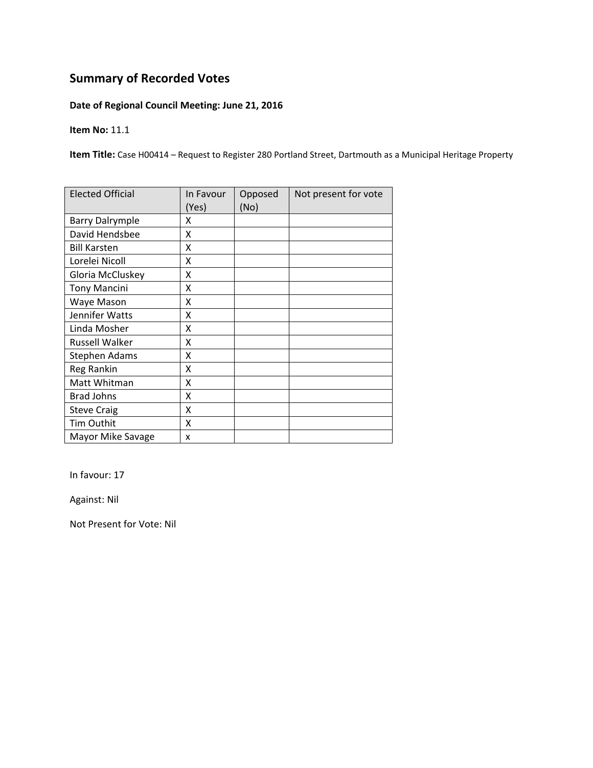# Summary of Recorded Votes

**Date of Regional Council Meeting: June 21, 2016**

**Item No:** 11.1

**Item Title:** Case H00414 – Request to Register 280 Portland Street, Dartmouth as a Municipal Heritage Property

| Elected Official | In Favour (Yes) | Opposed (No) | Not present for vote |
|---|---|---|---|
| Barry Dalrymple | X | | |
| David Hendsbee | X | | |
| Bill Karsten | X | | |
| Lorelei Nicoll | X | | |
| Gloria McCluskey | X | | |
| Tony Mancini | X | | |
| Waye Mason | X | | |
| Jennifer Watts | X | | |
| Linda Mosher | X | | |
| Russell Walker | X | | |
| Stephen Adams | X | | |
| Reg Rankin | X | | |
| Matt Whitman | X | | |
| Brad Johns | X | | |
| Steve Craig | X | | |
| Tim Outhit | X | | |
| Mayor Mike Savage | x | | |

In favour: 17

Against: Nil

Not Present for Vote: Nil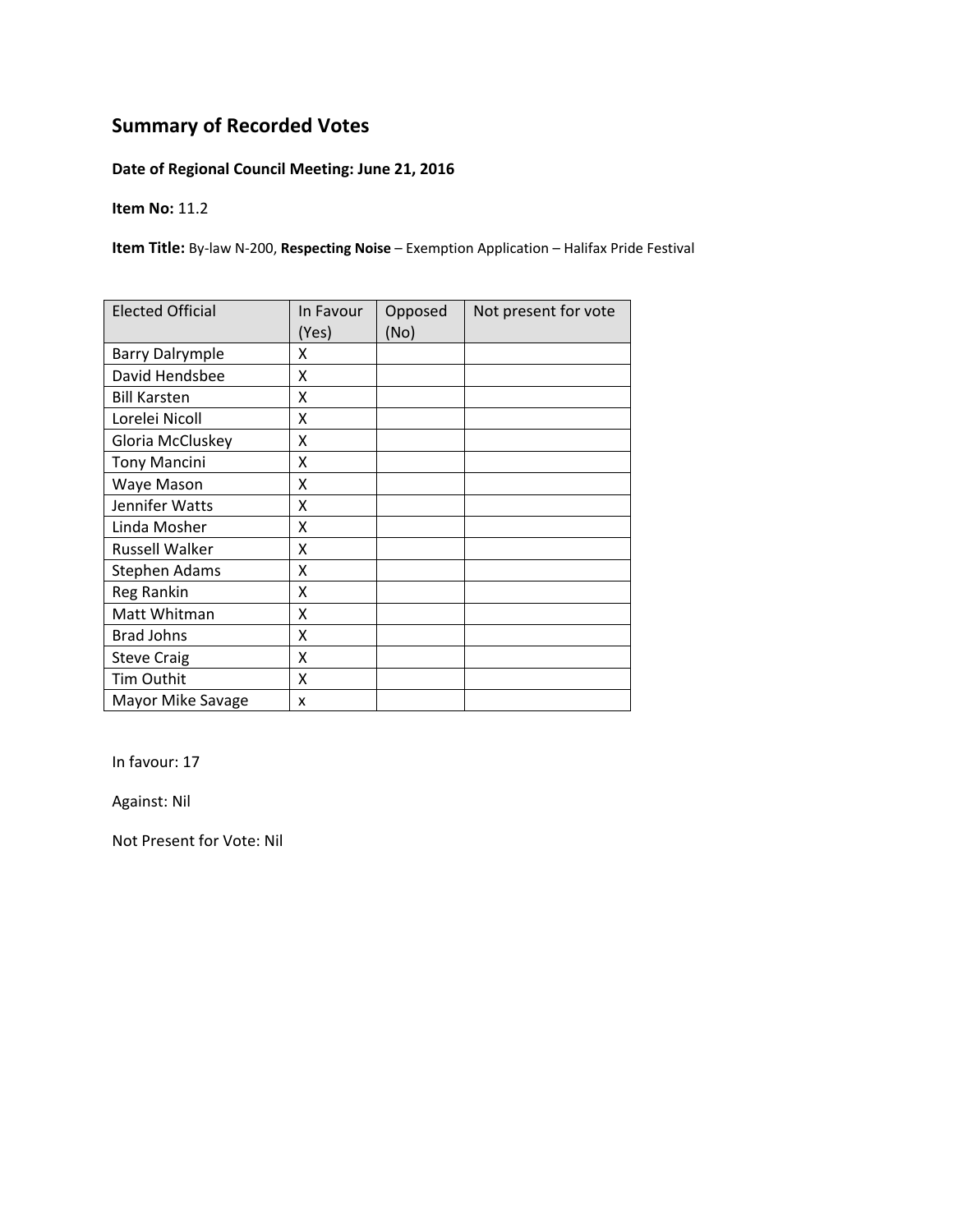# Summary of Recorded Votes

**Date of Regional Council Meeting: June 21, 2016**

**Item No:** 11.2

**Item Title:** By-law N-200, **Respecting Noise** – Exemption Application – Halifax Pride Festival

| Elected Official | In Favour (Yes) | Opposed (No) | Not present for vote |
|---|---|---|---|
| Barry Dalrymple | X | | |
| David Hendsbee | X | | |
| Bill Karsten | X | | |
| Lorelei Nicoll | X | | |
| Gloria McCluskey | X | | |
| Tony Mancini | X | | |
| Waye Mason | X | | |
| Jennifer Watts | X | | |
| Linda Mosher | X | | |
| Russell Walker | X | | |
| Stephen Adams | X | | |
| Reg Rankin | X | | |
| Matt Whitman | X | | |
| Brad Johns | X | | |
| Steve Craig | X | | |
| Tim Outhit | X | | |
| Mayor Mike Savage | x | | |

In favour: 17

Against: Nil

Not Present for Vote: Nil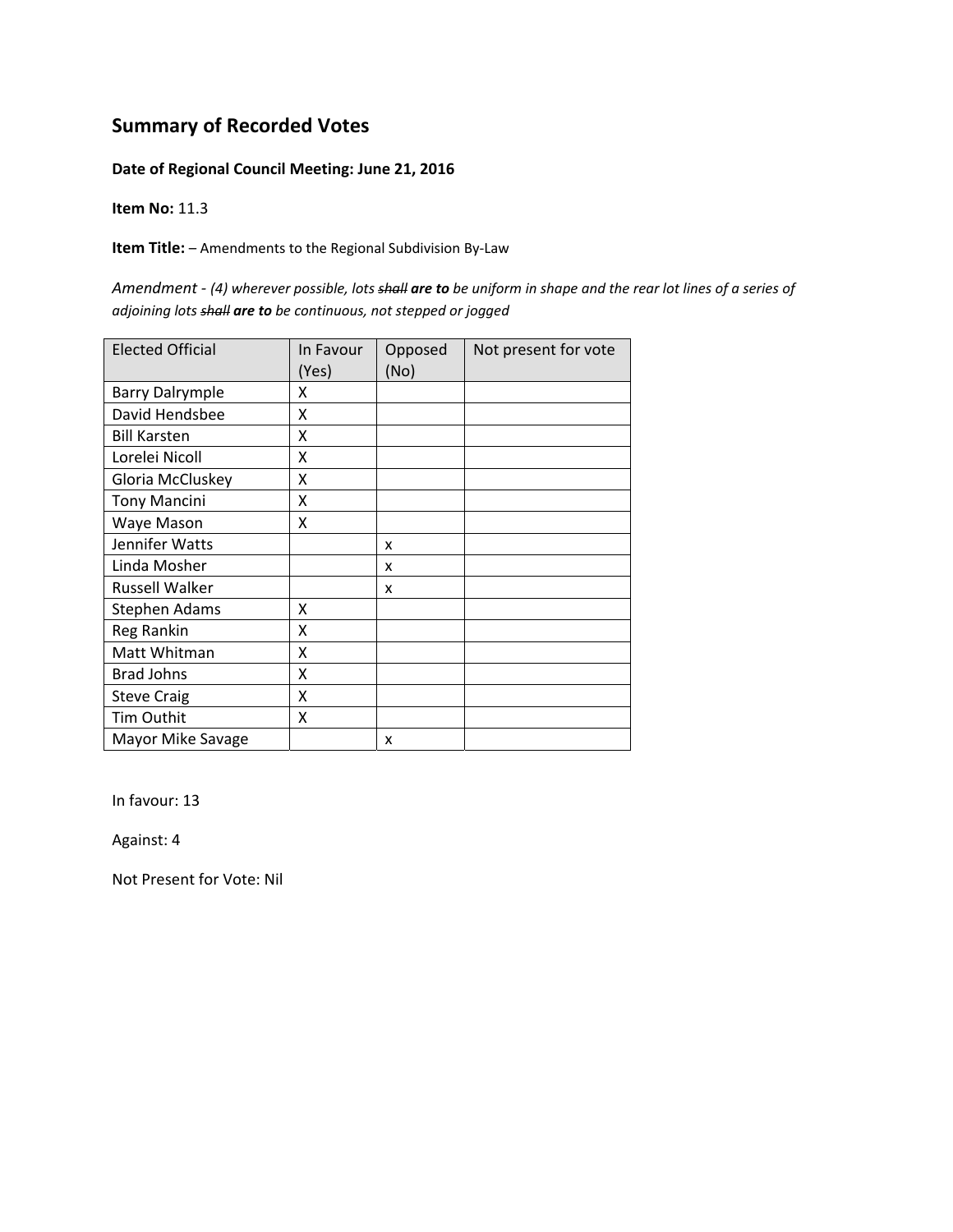## Summary of Recorded Votes

**Date of Regional Council Meeting: June 21, 2016**

**Item No:** 11.3

**Item Title:** – Amendments to the Regional Subdivision By-Law

*Amendment - (4) wherever possible, lots ~~shall~~ **are to** be uniform in shape and the rear lot lines of a series of adjoining lots ~~shall~~ **are to** be continuous, not stepped or jogged*

| Elected Official | In Favour (Yes) | Opposed (No) | Not present for vote |
|---|---|---|---|
| Barry Dalrymple | X | | |
| David Hendsbee | X | | |
| Bill Karsten | X | | |
| Lorelei Nicoll | X | | |
| Gloria McCluskey | X | | |
| Tony Mancini | X | | |
| Waye Mason | X | | |
| Jennifer Watts | | x | |
| Linda Mosher | | x | |
| Russell Walker | | x | |
| Stephen Adams | X | | |
| Reg Rankin | X | | |
| Matt Whitman | X | | |
| Brad Johns | X | | |
| Steve Craig | X | | |
| Tim Outhit | X | | |
| Mayor Mike Savage | | x | |

In favour: 13

Against: 4

Not Present for Vote: Nil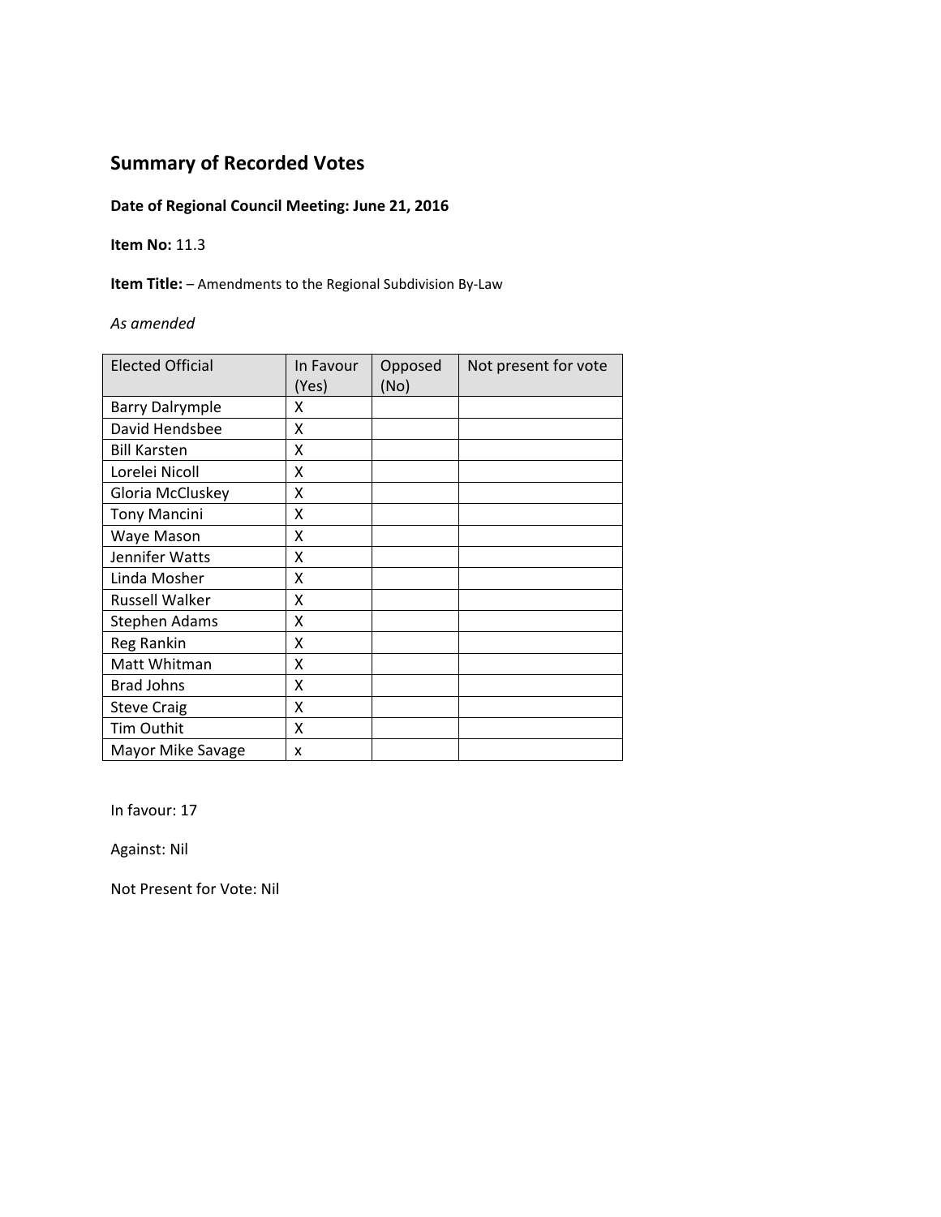## Summary of Recorded Votes

**Date of Regional Council Meeting: June 21, 2016**

**Item No:** 11.3

**Item Title:** – Amendments to the Regional Subdivision By-Law

*As amended*

| Elected Official | In Favour (Yes) | Opposed (No) | Not present for vote |
|---|---|---|---|
| Barry Dalrymple | X | | |
| David Hendsbee | X | | |
| Bill Karsten | X | | |
| Lorelei Nicoll | X | | |
| Gloria McCluskey | X | | |
| Tony Mancini | X | | |
| Waye Mason | X | | |
| Jennifer Watts | X | | |
| Linda Mosher | X | | |
| Russell Walker | X | | |
| Stephen Adams | X | | |
| Reg Rankin | X | | |
| Matt Whitman | X | | |
| Brad Johns | X | | |
| Steve Craig | X | | |
| Tim Outhit | X | | |
| Mayor Mike Savage | x | | |

In favour: 17

Against: Nil

Not Present for Vote: Nil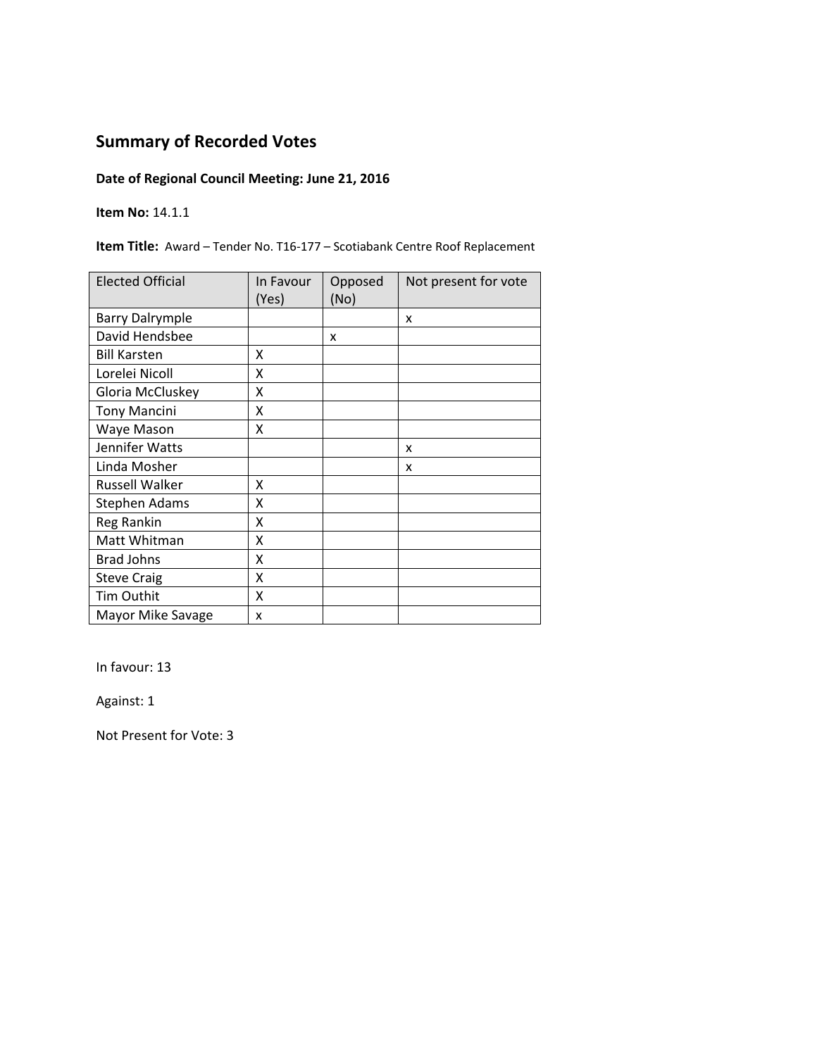## Summary of Recorded Votes

**Date of Regional Council Meeting: June 21, 2016**

**Item No:** 14.1.1

**Item Title:** Award – Tender No. T16-177 – Scotiabank Centre Roof Replacement

| Elected Official | In Favour (Yes) | Opposed (No) | Not present for vote |
|---|---|---|---|
| Barry Dalrymple | | | x |
| David Hendsbee | | x | |
| Bill Karsten | X | | |
| Lorelei Nicoll | X | | |
| Gloria McCluskey | X | | |
| Tony Mancini | X | | |
| Waye Mason | X | | |
| Jennifer Watts | | | x |
| Linda Mosher | | | x |
| Russell Walker | X | | |
| Stephen Adams | X | | |
| Reg Rankin | X | | |
| Matt Whitman | X | | |
| Brad Johns | X | | |
| Steve Craig | X | | |
| Tim Outhit | X | | |
| Mayor Mike Savage | x | | |

In favour: 13

Against: 1

Not Present for Vote: 3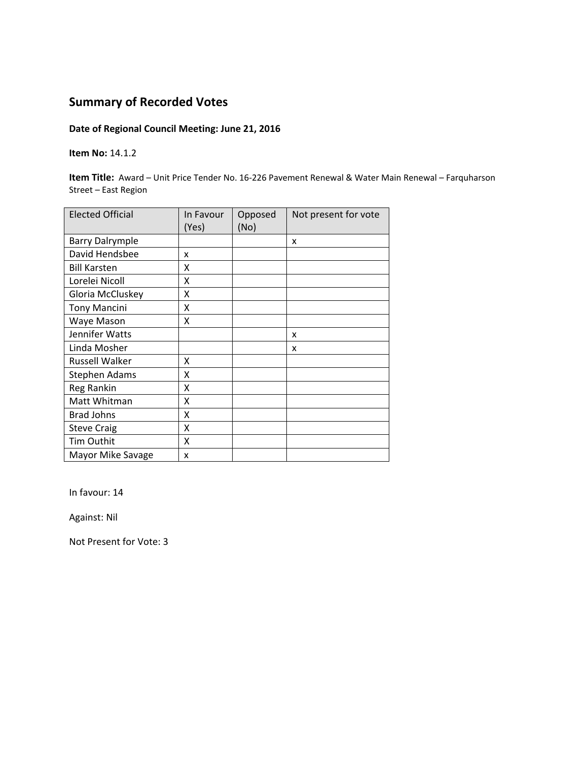## Summary of Recorded Votes

**Date of Regional Council Meeting: June 21, 2016**

**Item No:** 14.1.2

**Item Title:** Award – Unit Price Tender No. 16-226 Pavement Renewal & Water Main Renewal – Farquharson Street – East Region

| Elected Official | In Favour (Yes) | Opposed (No) | Not present for vote |
|---|---|---|---|
| Barry Dalrymple | | | x |
| David Hendsbee | x | | |
| Bill Karsten | X | | |
| Lorelei Nicoll | X | | |
| Gloria McCluskey | X | | |
| Tony Mancini | X | | |
| Waye Mason | X | | |
| Jennifer Watts | | | x |
| Linda Mosher | | | x |
| Russell Walker | X | | |
| Stephen Adams | X | | |
| Reg Rankin | X | | |
| Matt Whitman | X | | |
| Brad Johns | X | | |
| Steve Craig | X | | |
| Tim Outhit | X | | |
| Mayor Mike Savage | x | | |

In favour: 14

Against: Nil

Not Present for Vote: 3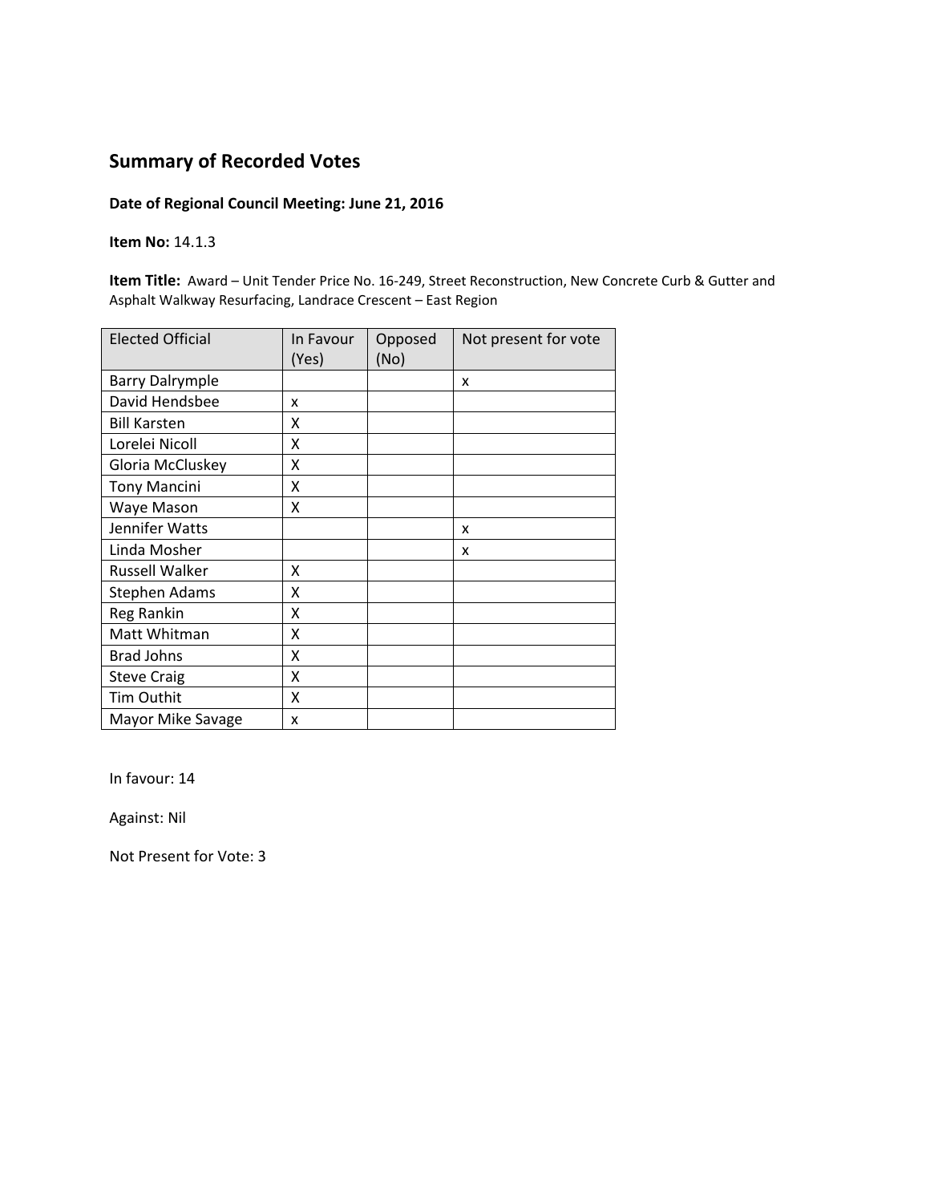## Summary of Recorded Votes

**Date of Regional Council Meeting: June 21, 2016**

**Item No:** 14.1.3

**Item Title:** Award – Unit Tender Price No. 16-249, Street Reconstruction, New Concrete Curb & Gutter and Asphalt Walkway Resurfacing, Landrace Crescent – East Region

| Elected Official | In Favour (Yes) | Opposed (No) | Not present for vote |
|---|---|---|---|
| Barry Dalrymple | | | x |
| David Hendsbee | x | | |
| Bill Karsten | X | | |
| Lorelei Nicoll | X | | |
| Gloria McCluskey | X | | |
| Tony Mancini | X | | |
| Waye Mason | X | | |
| Jennifer Watts | | | x |
| Linda Mosher | | | x |
| Russell Walker | X | | |
| Stephen Adams | X | | |
| Reg Rankin | X | | |
| Matt Whitman | X | | |
| Brad Johns | X | | |
| Steve Craig | X | | |
| Tim Outhit | X | | |
| Mayor Mike Savage | x | | |

In favour: 14

Against: Nil

Not Present for Vote: 3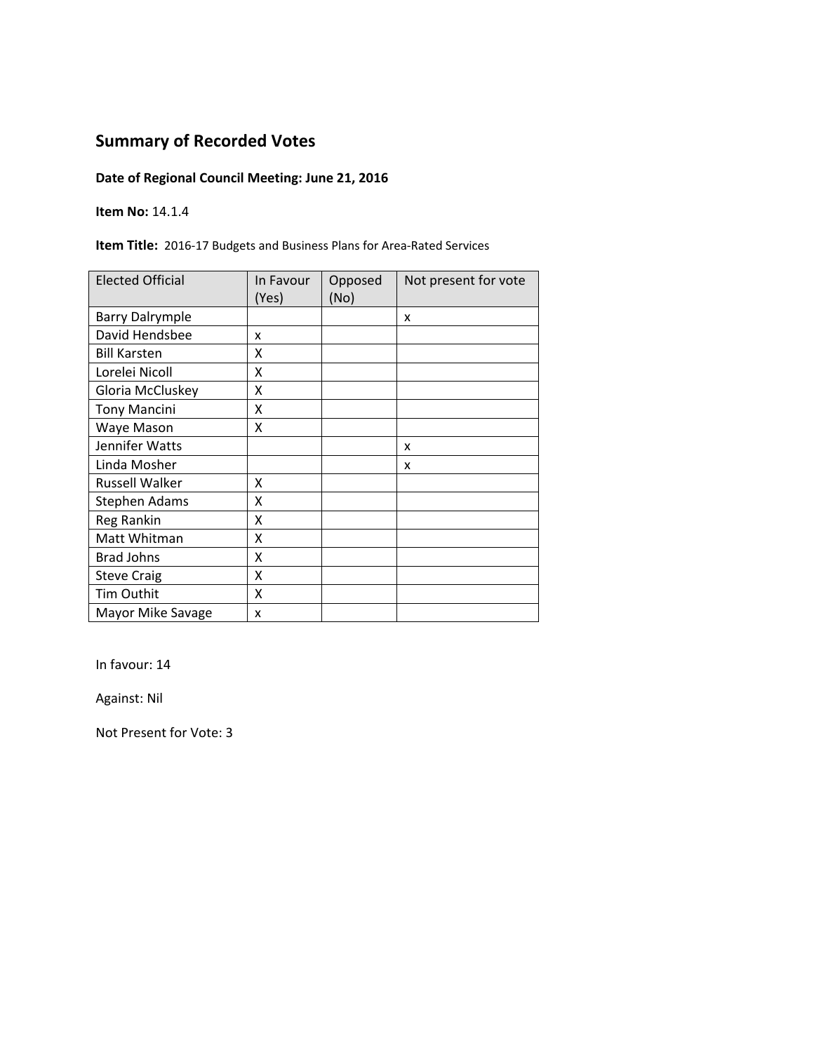## Summary of Recorded Votes

**Date of Regional Council Meeting: June 21, 2016**

**Item No:** 14.1.4

**Item Title:** 2016-17 Budgets and Business Plans for Area-Rated Services

| Elected Official | In Favour (Yes) | Opposed (No) | Not present for vote |
|---|---|---|---|
| Barry Dalrymple | | | x |
| David Hendsbee | x | | |
| Bill Karsten | X | | |
| Lorelei Nicoll | X | | |
| Gloria McCluskey | X | | |
| Tony Mancini | X | | |
| Waye Mason | X | | |
| Jennifer Watts | | | x |
| Linda Mosher | | | x |
| Russell Walker | X | | |
| Stephen Adams | X | | |
| Reg Rankin | X | | |
| Matt Whitman | X | | |
| Brad Johns | X | | |
| Steve Craig | X | | |
| Tim Outhit | X | | |
| Mayor Mike Savage | x | | |

In favour: 14

Against: Nil

Not Present for Vote: 3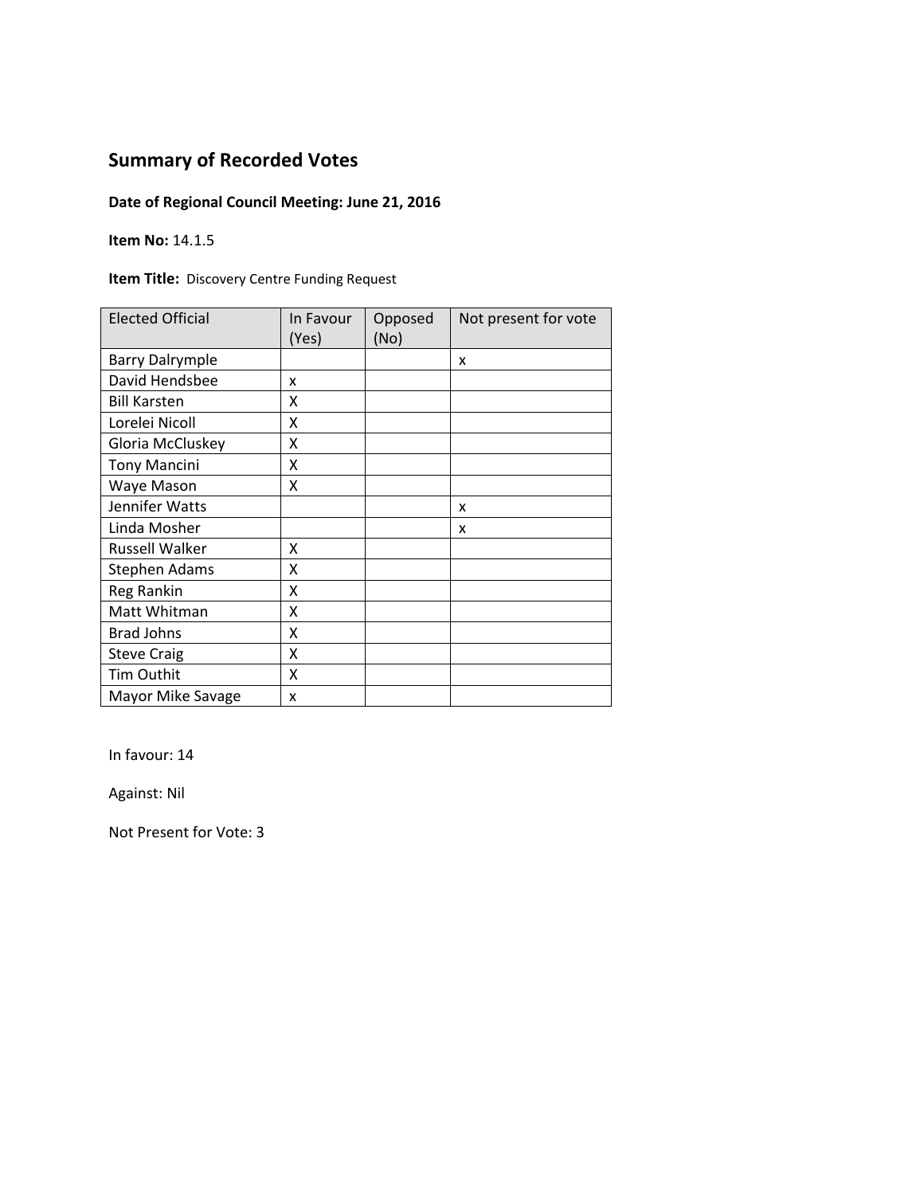## Summary of Recorded Votes

**Date of Regional Council Meeting: June 21, 2016**

**Item No:** 14.1.5

**Item Title:** Discovery Centre Funding Request

| Elected Official | In Favour (Yes) | Opposed (No) | Not present for vote |
|---|---|---|---|
| Barry Dalrymple | | | x |
| David Hendsbee | x | | |
| Bill Karsten | X | | |
| Lorelei Nicoll | X | | |
| Gloria McCluskey | X | | |
| Tony Mancini | X | | |
| Waye Mason | X | | |
| Jennifer Watts | | | x |
| Linda Mosher | | | x |
| Russell Walker | X | | |
| Stephen Adams | X | | |
| Reg Rankin | X | | |
| Matt Whitman | X | | |
| Brad Johns | X | | |
| Steve Craig | X | | |
| Tim Outhit | X | | |
| Mayor Mike Savage | x | | |

In favour: 14

Against: Nil

Not Present for Vote: 3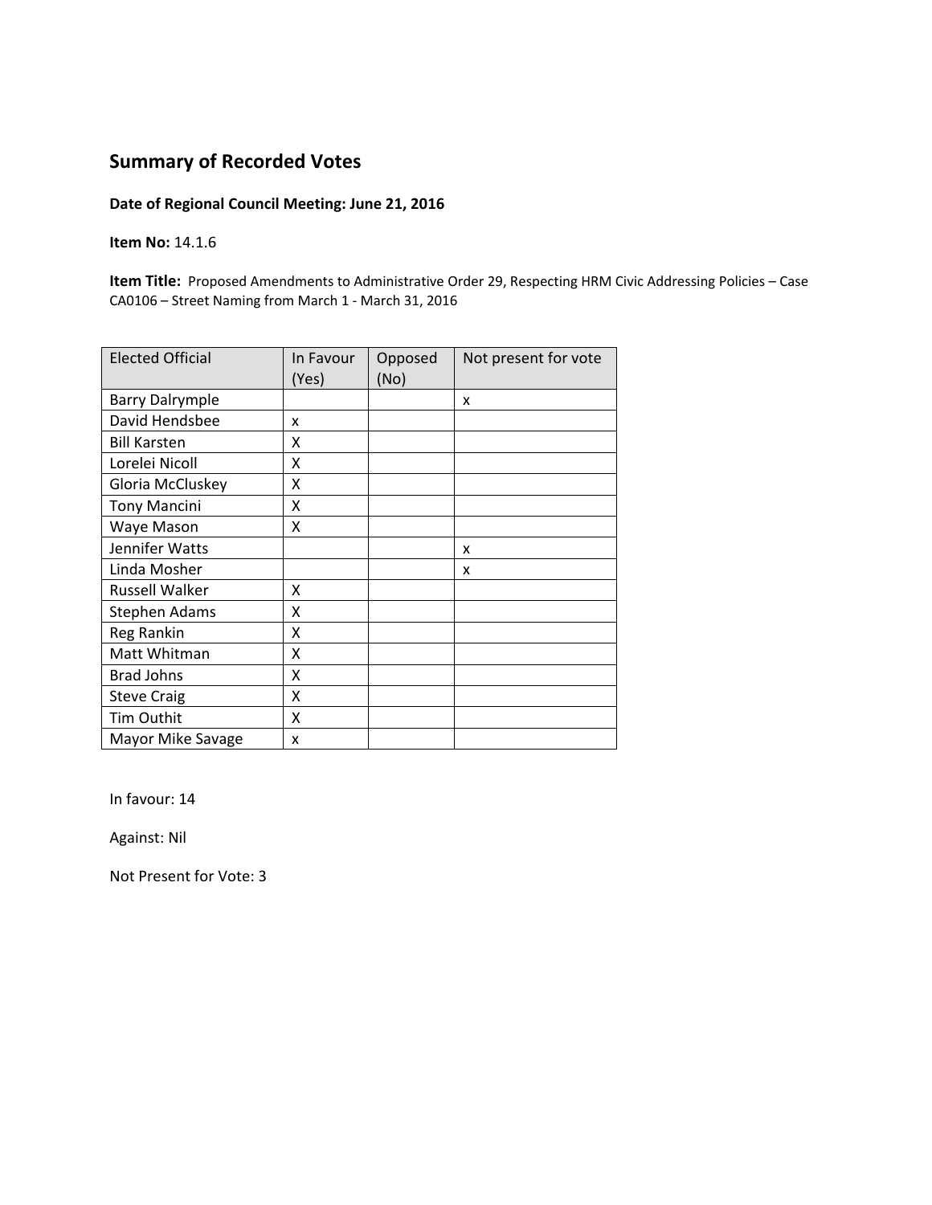## Summary of Recorded Votes

**Date of Regional Council Meeting: June 21, 2016**

**Item No:** 14.1.6

**Item Title:** Proposed Amendments to Administrative Order 29, Respecting HRM Civic Addressing Policies – Case CA0106 – Street Naming from March 1 - March 31, 2016

| Elected Official | In Favour (Yes) | Opposed (No) | Not present for vote |
|---|---|---|---|
| Barry Dalrymple | | | x |
| David Hendsbee | x | | |
| Bill Karsten | X | | |
| Lorelei Nicoll | X | | |
| Gloria McCluskey | X | | |
| Tony Mancini | X | | |
| Waye Mason | X | | |
| Jennifer Watts | | | x |
| Linda Mosher | | | x |
| Russell Walker | X | | |
| Stephen Adams | X | | |
| Reg Rankin | X | | |
| Matt Whitman | X | | |
| Brad Johns | X | | |
| Steve Craig | X | | |
| Tim Outhit | X | | |
| Mayor Mike Savage | x | | |

In favour: 14

Against: Nil

Not Present for Vote: 3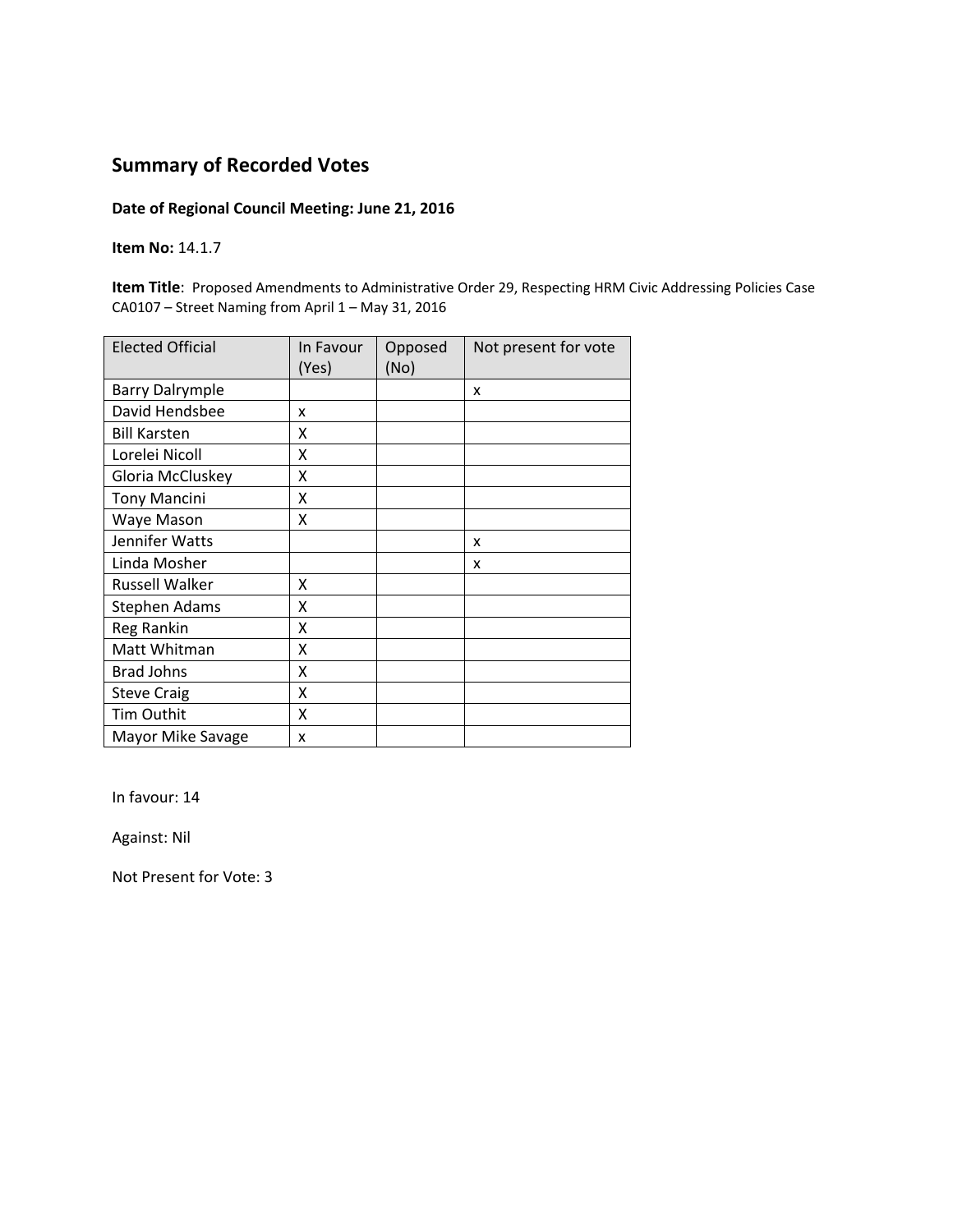## Summary of Recorded Votes

**Date of Regional Council Meeting: June 21, 2016**

**Item No:** 14.1.7

**Item Title**: Proposed Amendments to Administrative Order 29, Respecting HRM Civic Addressing Policies Case CA0107 – Street Naming from April 1 – May 31, 2016

| Elected Official | In Favour (Yes) | Opposed (No) | Not present for vote |
|---|---|---|---|
| Barry Dalrymple | | | x |
| David Hendsbee | x | | |
| Bill Karsten | X | | |
| Lorelei Nicoll | X | | |
| Gloria McCluskey | X | | |
| Tony Mancini | X | | |
| Waye Mason | X | | |
| Jennifer Watts | | | x |
| Linda Mosher | | | x |
| Russell Walker | X | | |
| Stephen Adams | X | | |
| Reg Rankin | X | | |
| Matt Whitman | X | | |
| Brad Johns | X | | |
| Steve Craig | X | | |
| Tim Outhit | X | | |
| Mayor Mike Savage | x | | |

In favour: 14

Against: Nil

Not Present for Vote: 3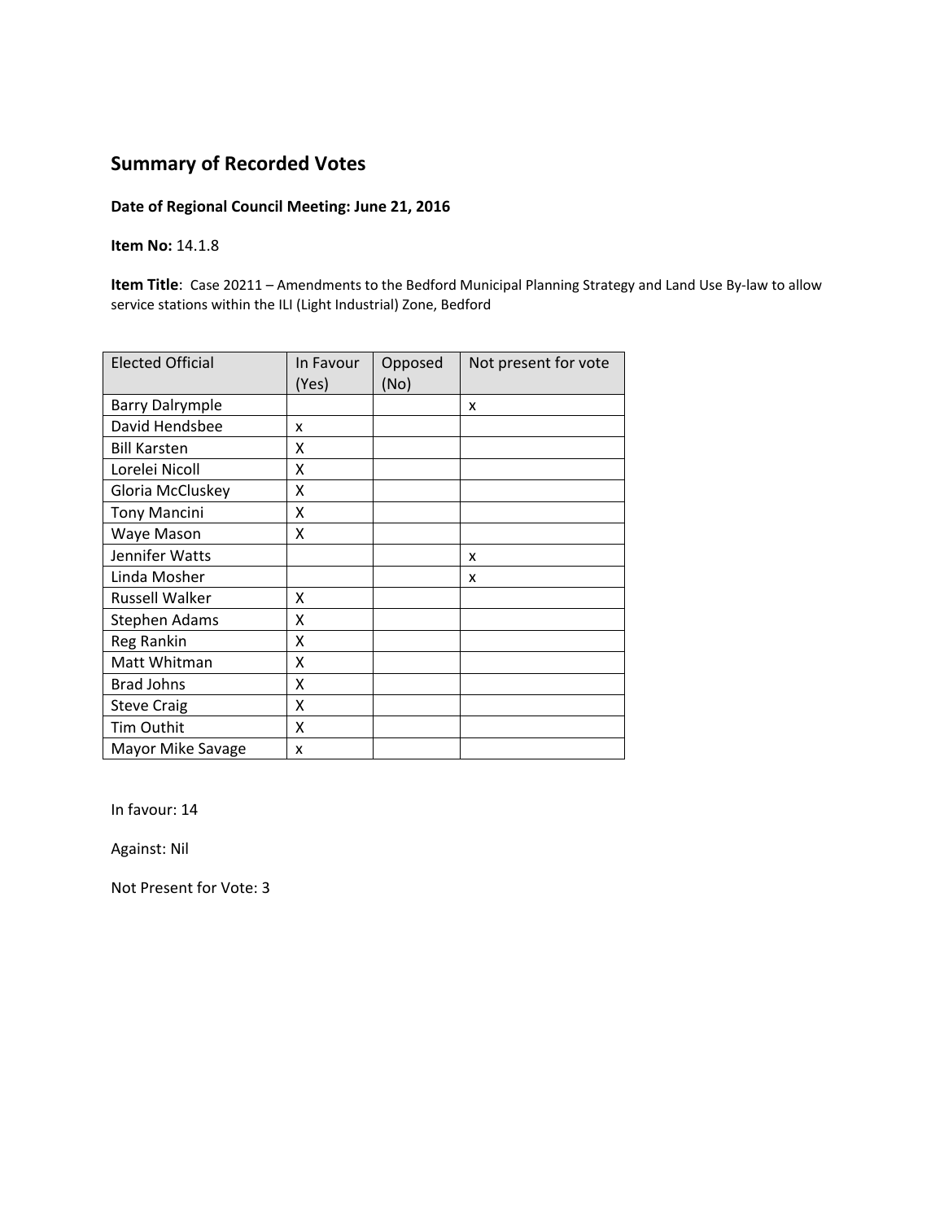## Summary of Recorded Votes

**Date of Regional Council Meeting: June 21, 2016**

**Item No:** 14.1.8

**Item Title**: Case 20211 – Amendments to the Bedford Municipal Planning Strategy and Land Use By-law to allow service stations within the ILI (Light Industrial) Zone, Bedford

| Elected Official | In Favour (Yes) | Opposed (No) | Not present for vote |
|---|---|---|---|
| Barry Dalrymple | | | x |
| David Hendsbee | x | | |
| Bill Karsten | X | | |
| Lorelei Nicoll | X | | |
| Gloria McCluskey | X | | |
| Tony Mancini | X | | |
| Waye Mason | X | | |
| Jennifer Watts | | | x |
| Linda Mosher | | | x |
| Russell Walker | X | | |
| Stephen Adams | X | | |
| Reg Rankin | X | | |
| Matt Whitman | X | | |
| Brad Johns | X | | |
| Steve Craig | X | | |
| Tim Outhit | X | | |
| Mayor Mike Savage | x | | |

In favour: 14

Against: Nil

Not Present for Vote: 3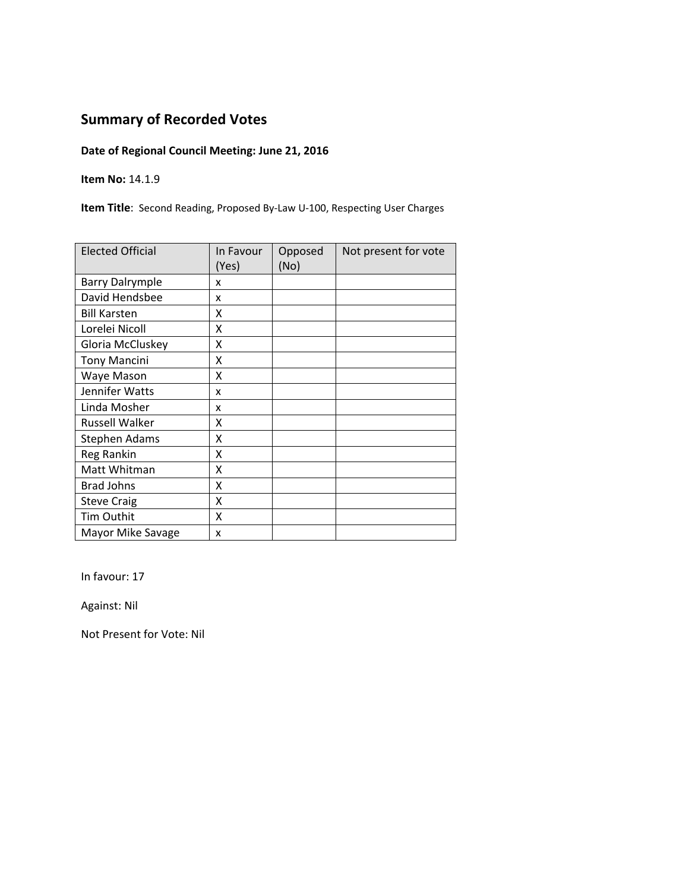## Summary of Recorded Votes

**Date of Regional Council Meeting: June 21, 2016**

**Item No:** 14.1.9

**Item Title**: Second Reading, Proposed By-Law U-100, Respecting User Charges

| Elected Official | In Favour (Yes) | Opposed (No) | Not present for vote |
|---|---|---|---|
| Barry Dalrymple | x | | |
| David Hendsbee | x | | |
| Bill Karsten | X | | |
| Lorelei Nicoll | X | | |
| Gloria McCluskey | X | | |
| Tony Mancini | X | | |
| Waye Mason | X | | |
| Jennifer Watts | x | | |
| Linda Mosher | x | | |
| Russell Walker | X | | |
| Stephen Adams | X | | |
| Reg Rankin | X | | |
| Matt Whitman | X | | |
| Brad Johns | X | | |
| Steve Craig | X | | |
| Tim Outhit | X | | |
| Mayor Mike Savage | x | | |

In favour: 17

Against: Nil

Not Present for Vote: Nil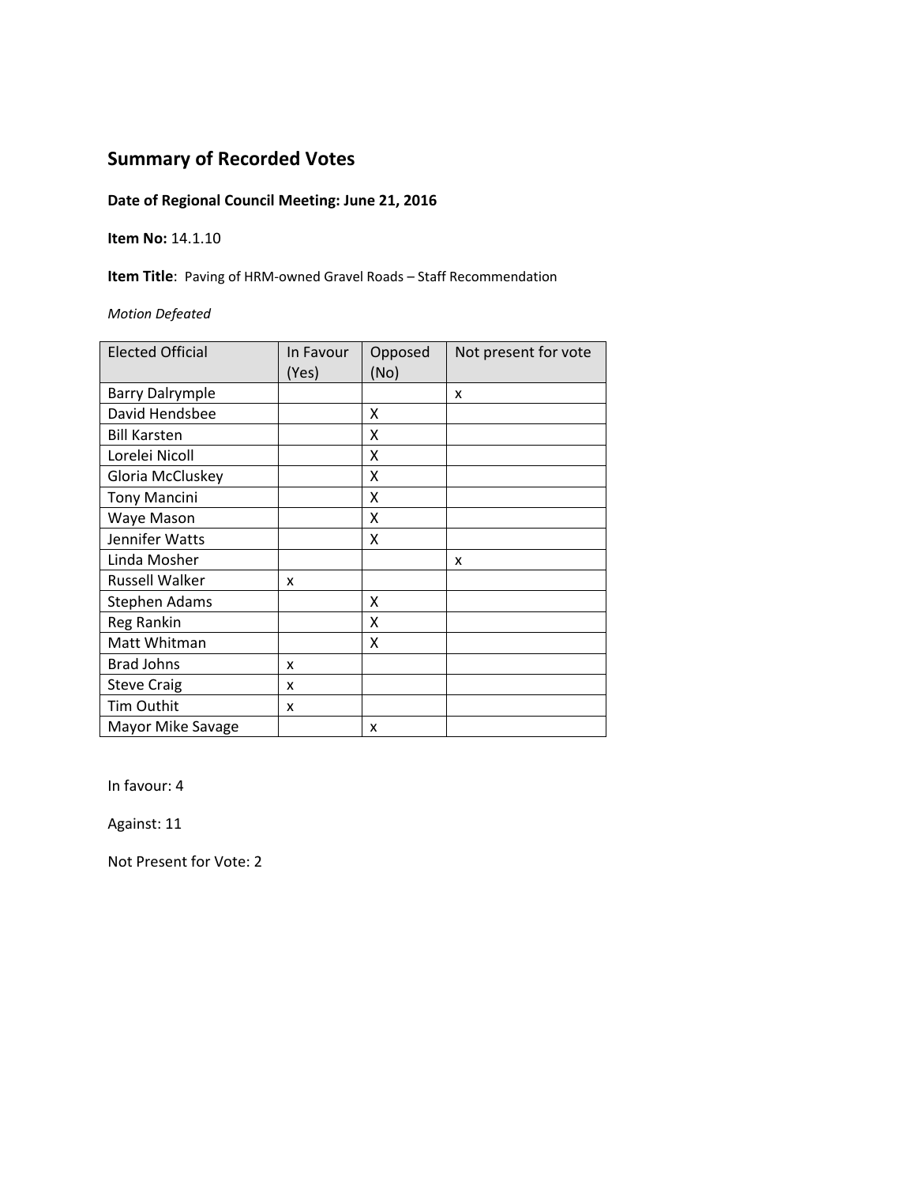## Summary of Recorded Votes

**Date of Regional Council Meeting: June 21, 2016**

**Item No:** 14.1.10

**Item Title**: Paving of HRM-owned Gravel Roads – Staff Recommendation

*Motion Defeated*

| Elected Official | In Favour (Yes) | Opposed (No) | Not present for vote |
|---|---|---|---|
| Barry Dalrymple | | | x |
| David Hendsbee | | X | |
| Bill Karsten | | X | |
| Lorelei Nicoll | | X | |
| Gloria McCluskey | | X | |
| Tony Mancini | | X | |
| Waye Mason | | X | |
| Jennifer Watts | | X | |
| Linda Mosher | | | x |
| Russell Walker | x | | |
| Stephen Adams | | X | |
| Reg Rankin | | X | |
| Matt Whitman | | X | |
| Brad Johns | x | | |
| Steve Craig | x | | |
| Tim Outhit | x | | |
| Mayor Mike Savage | | x | |

In favour: 4

Against: 11

Not Present for Vote: 2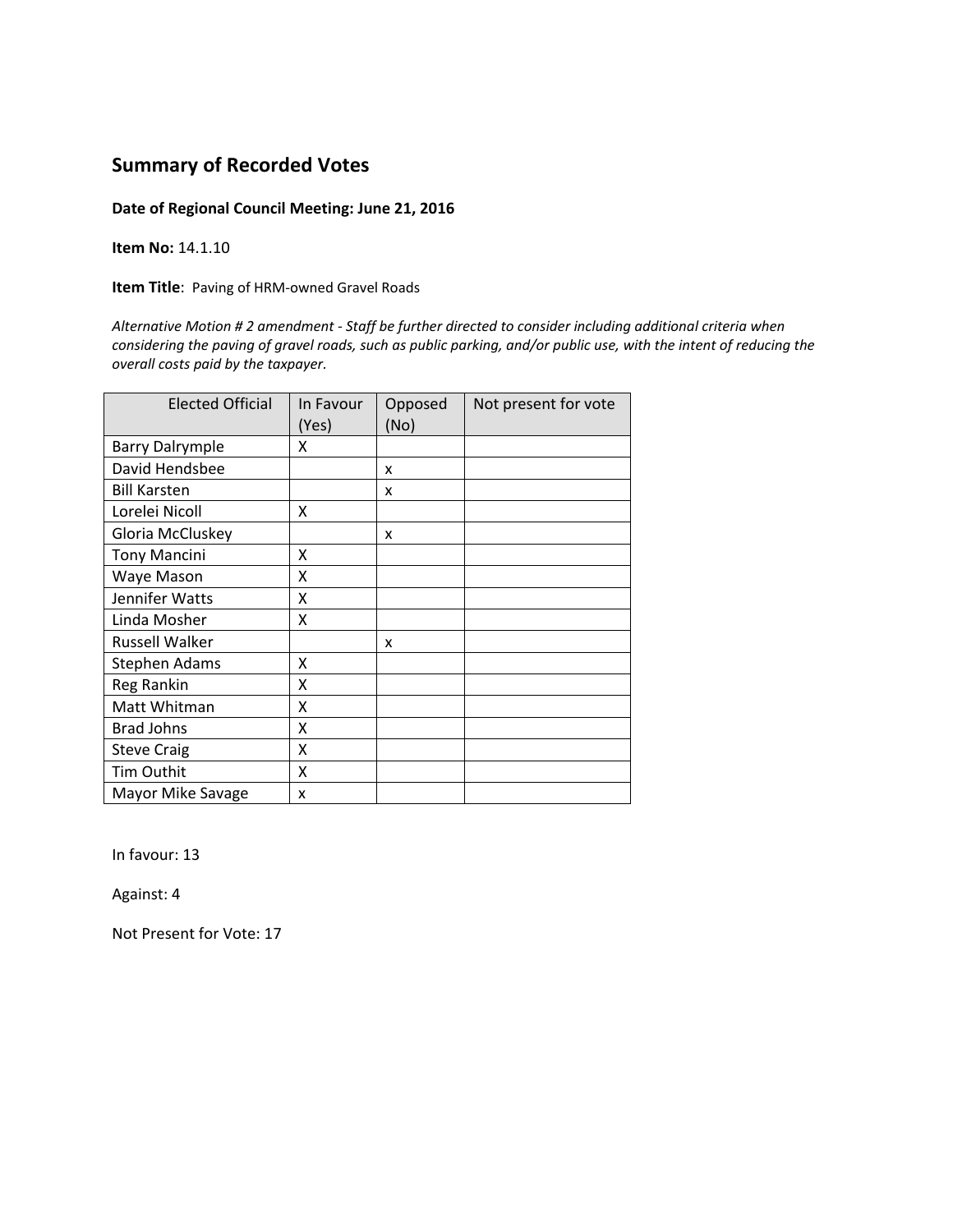## Summary of Recorded Votes

**Date of Regional Council Meeting: June 21, 2016**

**Item No:** 14.1.10

**Item Title**: Paving of HRM-owned Gravel Roads

*Alternative Motion # 2 amendment - Staff be further directed to consider including additional criteria when considering the paving of gravel roads, such as public parking, and/or public use, with the intent of reducing the overall costs paid by the taxpayer.*

| Elected Official | In Favour (Yes) | Opposed (No) | Not present for vote |
|---|---|---|---|
| Barry Dalrymple | X | | |
| David Hendsbee | | x | |
| Bill Karsten | | x | |
| Lorelei Nicoll | X | | |
| Gloria McCluskey | | x | |
| Tony Mancini | X | | |
| Waye Mason | X | | |
| Jennifer Watts | X | | |
| Linda Mosher | X | | |
| Russell Walker | | x | |
| Stephen Adams | X | | |
| Reg Rankin | X | | |
| Matt Whitman | X | | |
| Brad Johns | X | | |
| Steve Craig | X | | |
| Tim Outhit | X | | |
| Mayor Mike Savage | x | | |

In favour: 13

Against: 4

Not Present for Vote: 17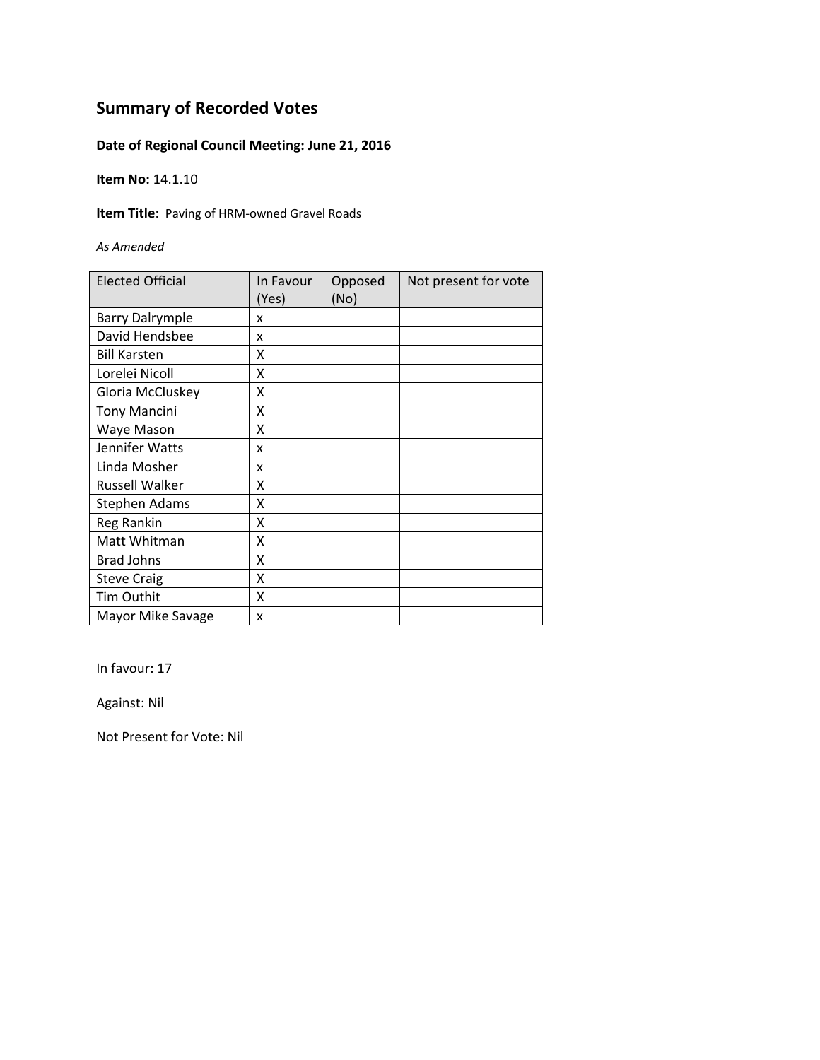## Summary of Recorded Votes

**Date of Regional Council Meeting: June 21, 2016**

**Item No:** 14.1.10

**Item Title**: Paving of HRM-owned Gravel Roads

*As Amended*

| Elected Official | In Favour (Yes) | Opposed (No) | Not present for vote |
|---|---|---|---|
| Barry Dalrymple | x | | |
| David Hendsbee | x | | |
| Bill Karsten | X | | |
| Lorelei Nicoll | X | | |
| Gloria McCluskey | X | | |
| Tony Mancini | X | | |
| Waye Mason | X | | |
| Jennifer Watts | x | | |
| Linda Mosher | x | | |
| Russell Walker | X | | |
| Stephen Adams | X | | |
| Reg Rankin | X | | |
| Matt Whitman | X | | |
| Brad Johns | X | | |
| Steve Craig | X | | |
| Tim Outhit | X | | |
| Mayor Mike Savage | x | | |

In favour: 17

Against: Nil

Not Present for Vote: Nil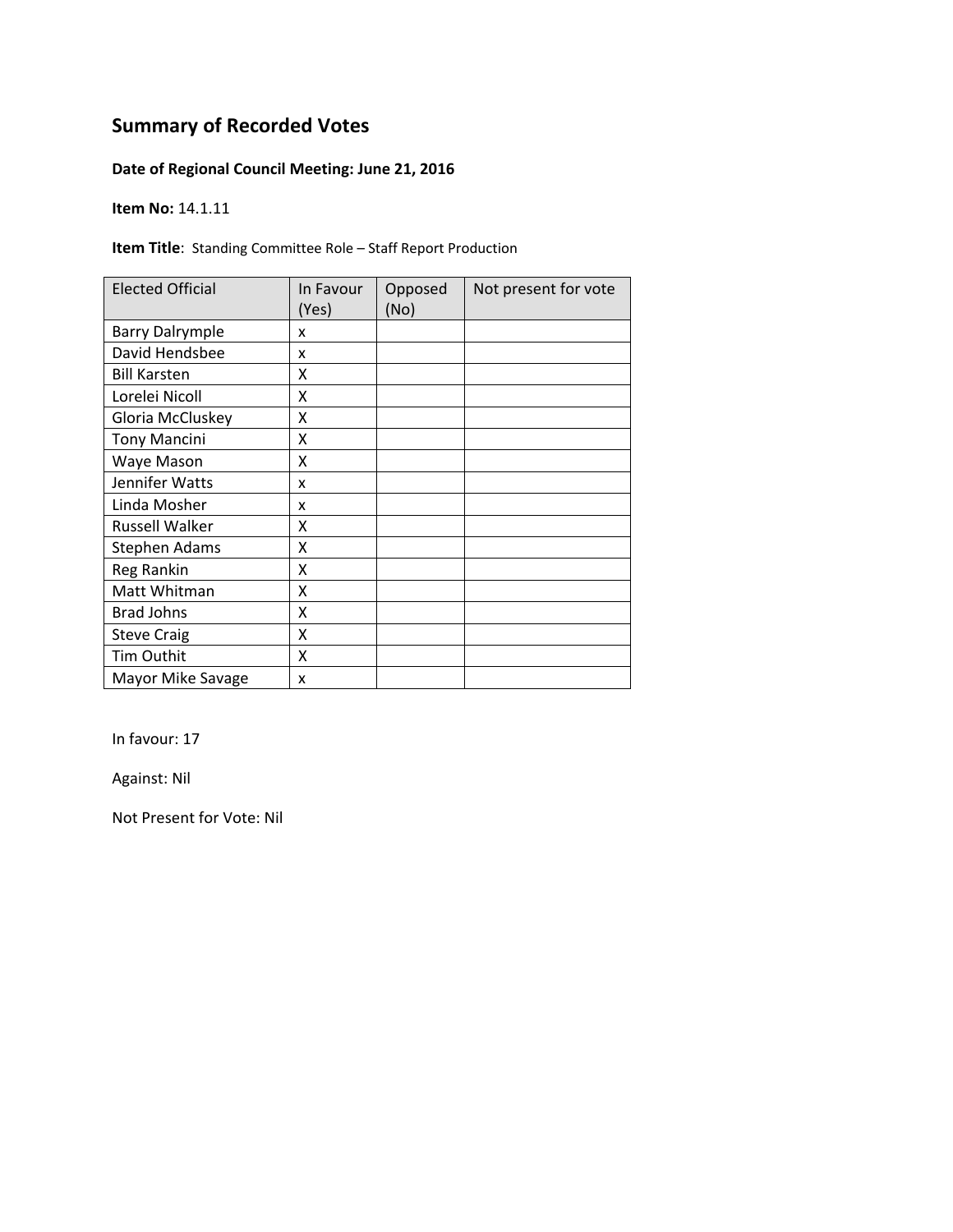## Summary of Recorded Votes

**Date of Regional Council Meeting: June 21, 2016**

**Item No:** 14.1.11

**Item Title**: Standing Committee Role – Staff Report Production

| Elected Official | In Favour (Yes) | Opposed (No) | Not present for vote |
|---|---|---|---|
| Barry Dalrymple | x | | |
| David Hendsbee | x | | |
| Bill Karsten | X | | |
| Lorelei Nicoll | X | | |
| Gloria McCluskey | X | | |
| Tony Mancini | X | | |
| Waye Mason | X | | |
| Jennifer Watts | x | | |
| Linda Mosher | x | | |
| Russell Walker | X | | |
| Stephen Adams | X | | |
| Reg Rankin | X | | |
| Matt Whitman | X | | |
| Brad Johns | X | | |
| Steve Craig | X | | |
| Tim Outhit | X | | |
| Mayor Mike Savage | x | | |

In favour: 17

Against: Nil

Not Present for Vote: Nil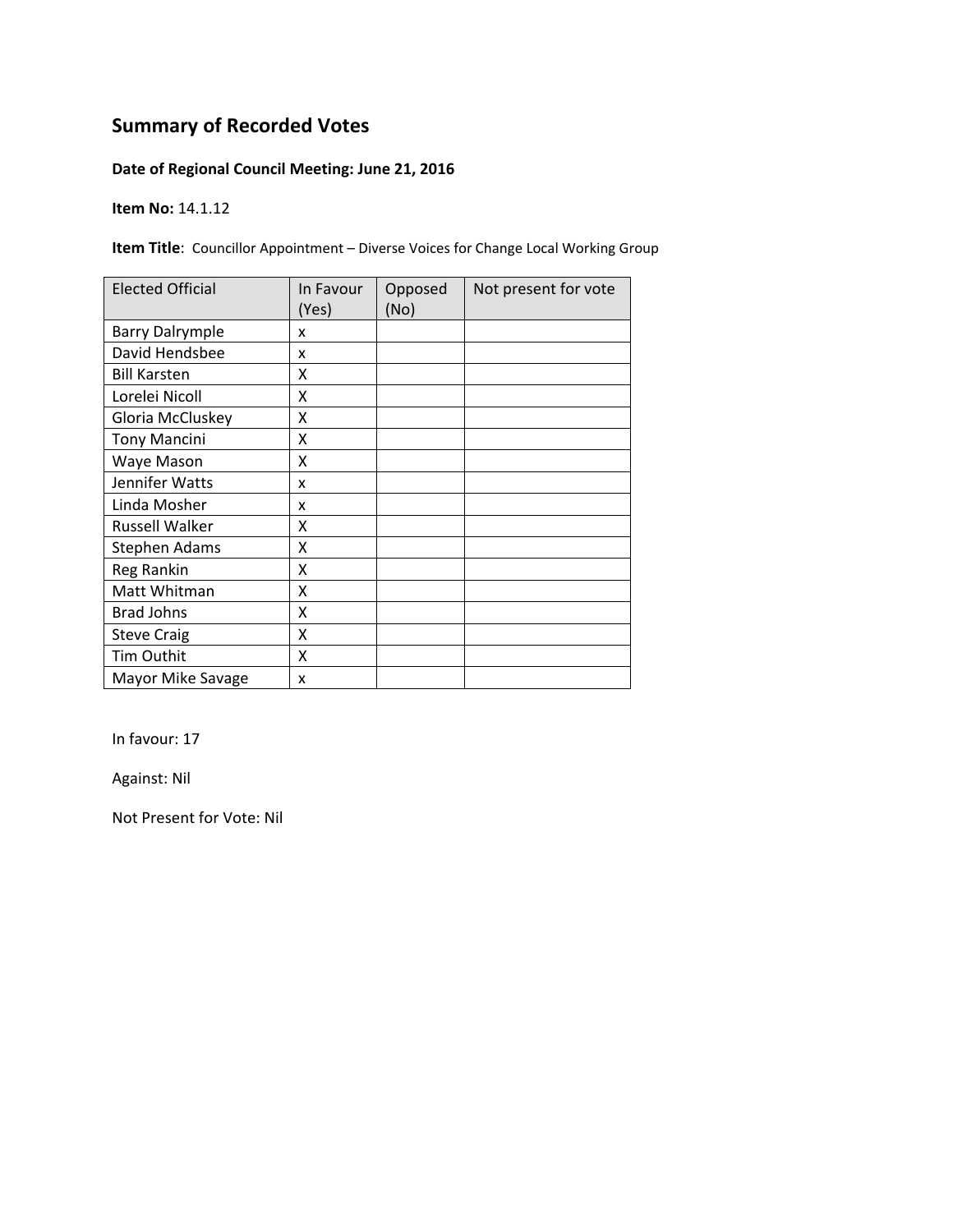# Summary of Recorded Votes

**Date of Regional Council Meeting: June 21, 2016**

**Item No:** 14.1.12

**Item Title**: Councillor Appointment – Diverse Voices for Change Local Working Group

| Elected Official | In Favour (Yes) | Opposed (No) | Not present for vote |
|---|---|---|---|
| Barry Dalrymple | x | | |
| David Hendsbee | x | | |
| Bill Karsten | X | | |
| Lorelei Nicoll | X | | |
| Gloria McCluskey | X | | |
| Tony Mancini | X | | |
| Waye Mason | X | | |
| Jennifer Watts | x | | |
| Linda Mosher | x | | |
| Russell Walker | X | | |
| Stephen Adams | X | | |
| Reg Rankin | X | | |
| Matt Whitman | X | | |
| Brad Johns | X | | |
| Steve Craig | X | | |
| Tim Outhit | X | | |
| Mayor Mike Savage | x | | |

In favour: 17

Against: Nil

Not Present for Vote: Nil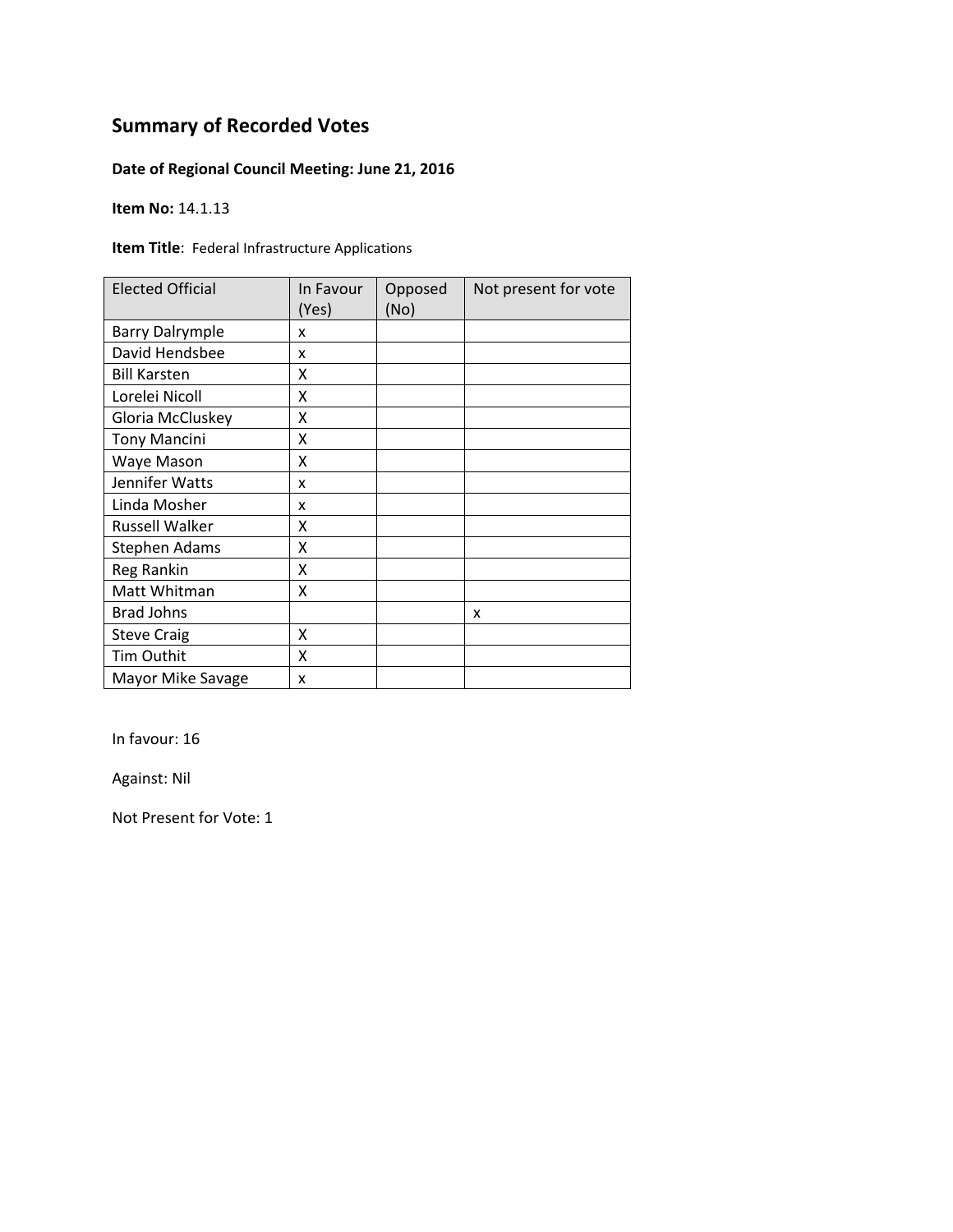## Summary of Recorded Votes

**Date of Regional Council Meeting: June 21, 2016**

**Item No:** 14.1.13

**Item Title**: Federal Infrastructure Applications

| Elected Official | In Favour (Yes) | Opposed (No) | Not present for vote |
|---|---|---|---|
| Barry Dalrymple | x | | |
| David Hendsbee | x | | |
| Bill Karsten | X | | |
| Lorelei Nicoll | X | | |
| Gloria McCluskey | X | | |
| Tony Mancini | X | | |
| Waye Mason | X | | |
| Jennifer Watts | x | | |
| Linda Mosher | x | | |
| Russell Walker | X | | |
| Stephen Adams | X | | |
| Reg Rankin | X | | |
| Matt Whitman | X | | |
| Brad Johns | | | x |
| Steve Craig | X | | |
| Tim Outhit | X | | |
| Mayor Mike Savage | x | | |

In favour: 16

Against: Nil

Not Present for Vote: 1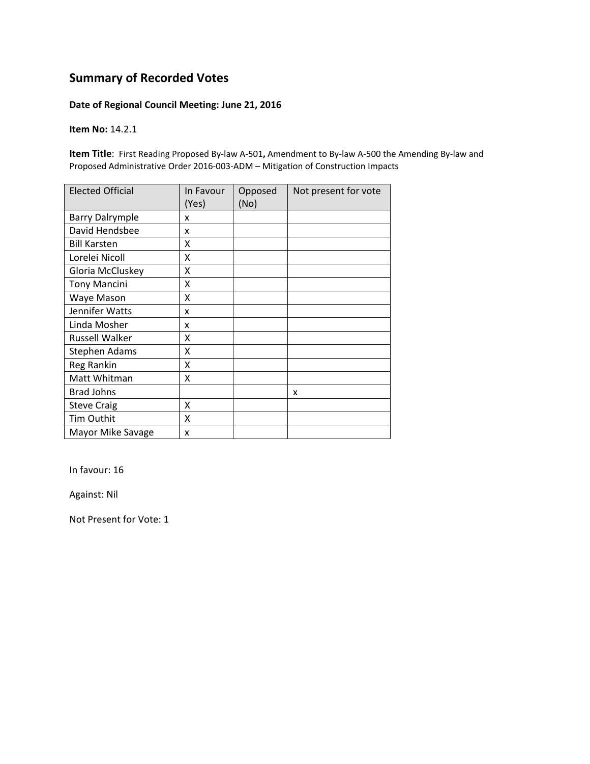## Summary of Recorded Votes

**Date of Regional Council Meeting: June 21, 2016**

**Item No:** 14.2.1

**Item Title**: First Reading Proposed By-law A-501**,** Amendment to By-law A-500 the Amending By-law and Proposed Administrative Order 2016-003-ADM – Mitigation of Construction Impacts

| Elected Official | In Favour (Yes) | Opposed (No) | Not present for vote |
|---|---|---|---|
| Barry Dalrymple | x | | |
| David Hendsbee | x | | |
| Bill Karsten | X | | |
| Lorelei Nicoll | X | | |
| Gloria McCluskey | X | | |
| Tony Mancini | X | | |
| Waye Mason | X | | |
| Jennifer Watts | x | | |
| Linda Mosher | x | | |
| Russell Walker | X | | |
| Stephen Adams | X | | |
| Reg Rankin | X | | |
| Matt Whitman | X | | |
| Brad Johns | | | x |
| Steve Craig | X | | |
| Tim Outhit | X | | |
| Mayor Mike Savage | x | | |

In favour: 16

Against: Nil

Not Present for Vote: 1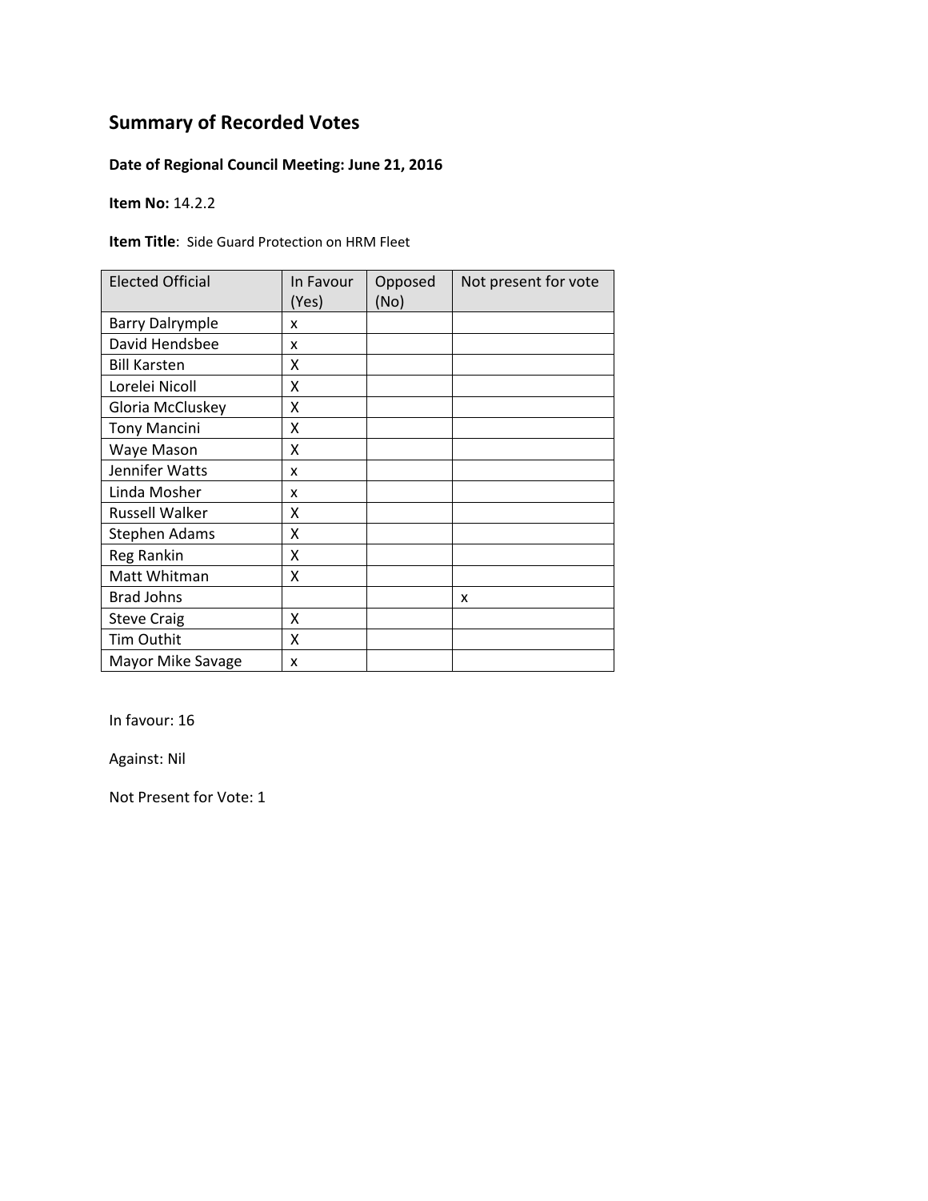## Summary of Recorded Votes

**Date of Regional Council Meeting: June 21, 2016**

**Item No:** 14.2.2

**Item Title**: Side Guard Protection on HRM Fleet

| Elected Official | In Favour (Yes) | Opposed (No) | Not present for vote |
|---|---|---|---|
| Barry Dalrymple | x | | |
| David Hendsbee | x | | |
| Bill Karsten | X | | |
| Lorelei Nicoll | X | | |
| Gloria McCluskey | X | | |
| Tony Mancini | X | | |
| Waye Mason | X | | |
| Jennifer Watts | x | | |
| Linda Mosher | x | | |
| Russell Walker | X | | |
| Stephen Adams | X | | |
| Reg Rankin | X | | |
| Matt Whitman | X | | |
| Brad Johns | | | x |
| Steve Craig | X | | |
| Tim Outhit | X | | |
| Mayor Mike Savage | x | | |

In favour: 16

Against: Nil

Not Present for Vote: 1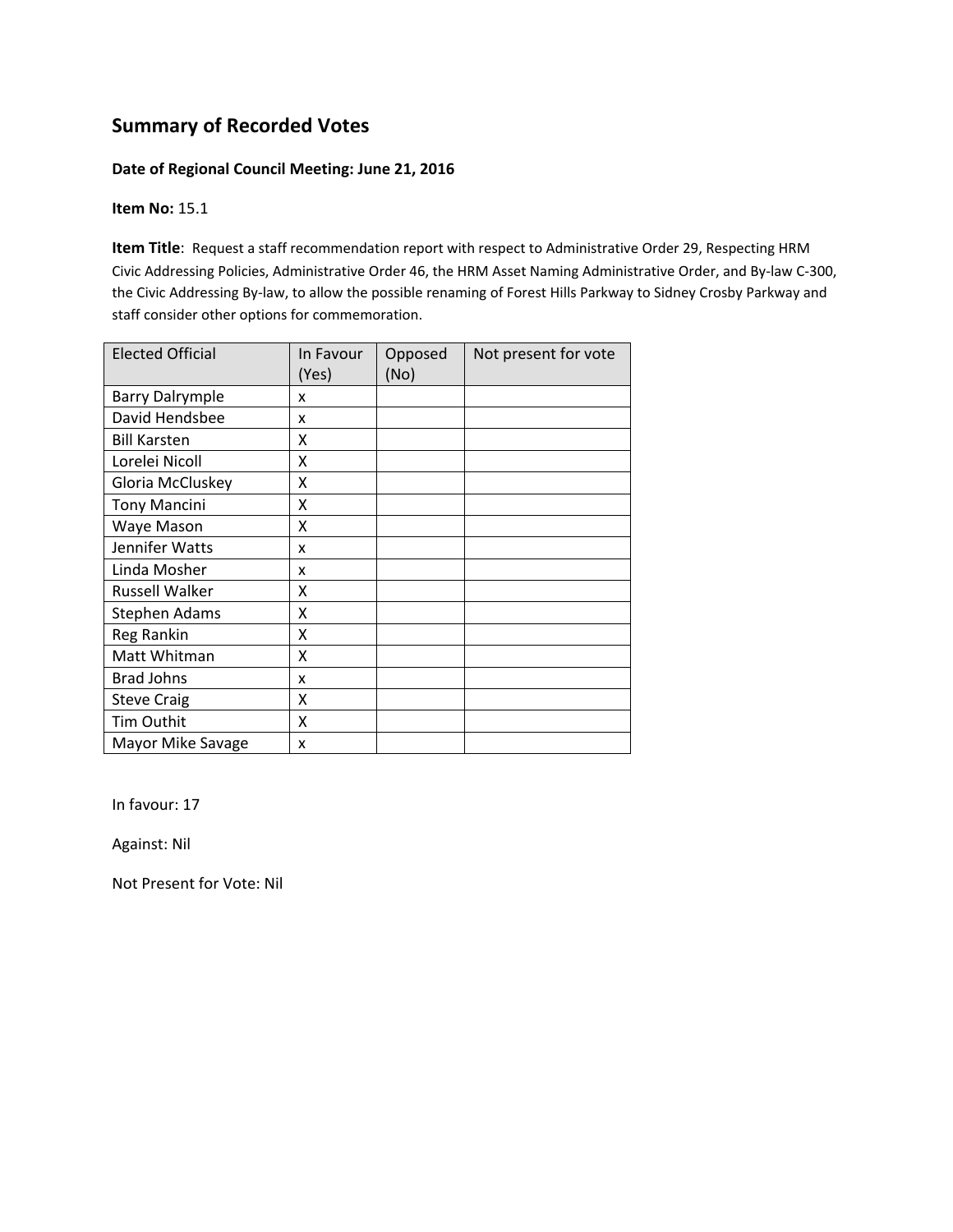## Summary of Recorded Votes

**Date of Regional Council Meeting: June 21, 2016**

**Item No:** 15.1

**Item Title**: Request a staff recommendation report with respect to Administrative Order 29, Respecting HRM Civic Addressing Policies, Administrative Order 46, the HRM Asset Naming Administrative Order, and By-law C-300, the Civic Addressing By-law, to allow the possible renaming of Forest Hills Parkway to Sidney Crosby Parkway and staff consider other options for commemoration.

| Elected Official | In Favour (Yes) | Opposed (No) | Not present for vote |
|---|---|---|---|
| Barry Dalrymple | x | | |
| David Hendsbee | x | | |
| Bill Karsten | X | | |
| Lorelei Nicoll | X | | |
| Gloria McCluskey | X | | |
| Tony Mancini | X | | |
| Waye Mason | X | | |
| Jennifer Watts | x | | |
| Linda Mosher | x | | |
| Russell Walker | X | | |
| Stephen Adams | X | | |
| Reg Rankin | X | | |
| Matt Whitman | X | | |
| Brad Johns | x | | |
| Steve Craig | X | | |
| Tim Outhit | X | | |
| Mayor Mike Savage | x | | |

In favour: 17

Against: Nil

Not Present for Vote: Nil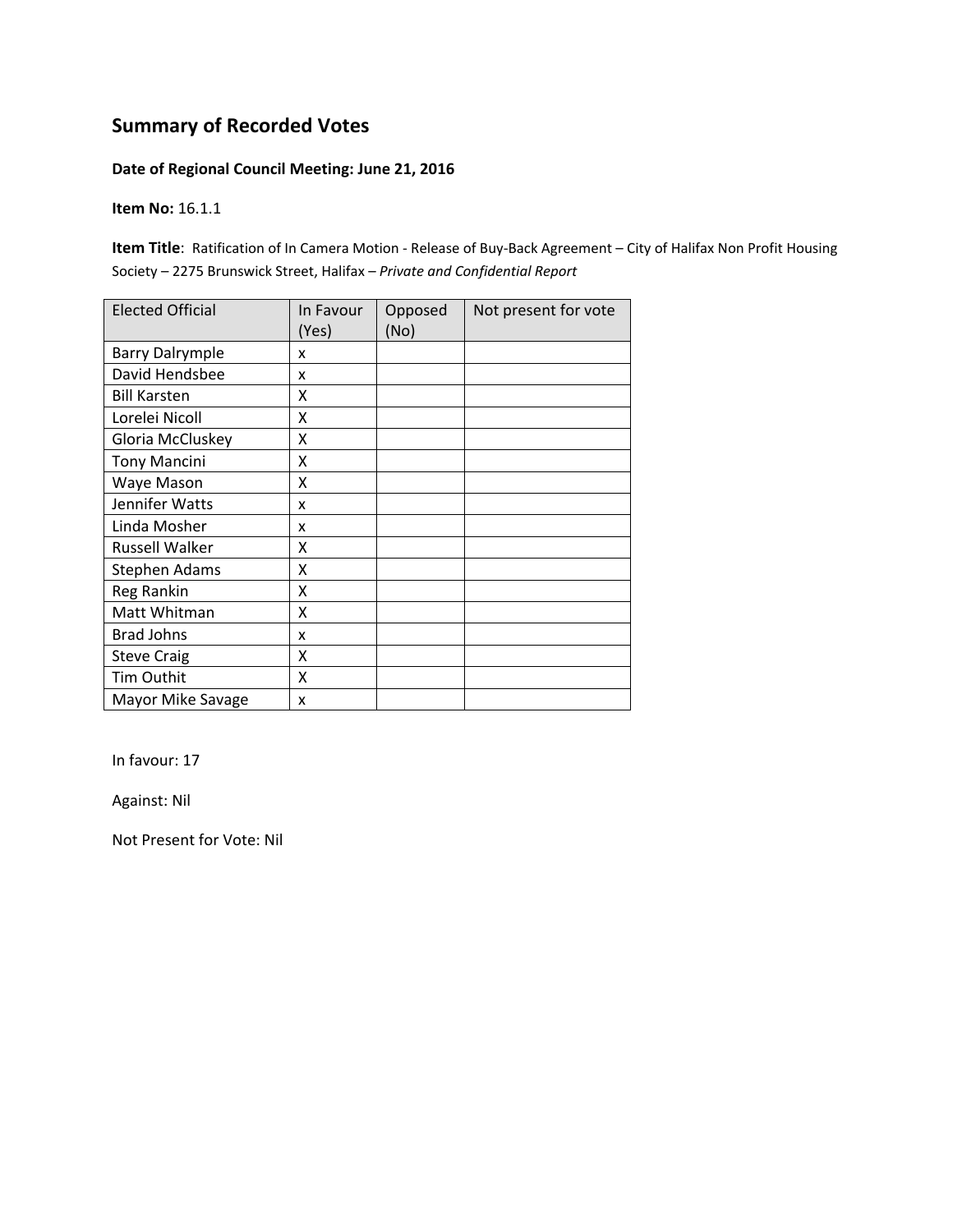## Summary of Recorded Votes

**Date of Regional Council Meeting: June 21, 2016**

**Item No:** 16.1.1

**Item Title**: Ratification of In Camera Motion - Release of Buy-Back Agreement – City of Halifax Non Profit Housing Society – 2275 Brunswick Street, Halifax – *Private and Confidential Report*

| Elected Official | In Favour (Yes) | Opposed (No) | Not present for vote |
|---|---|---|---|
| Barry Dalrymple | x | | |
| David Hendsbee | x | | |
| Bill Karsten | X | | |
| Lorelei Nicoll | X | | |
| Gloria McCluskey | X | | |
| Tony Mancini | X | | |
| Waye Mason | X | | |
| Jennifer Watts | x | | |
| Linda Mosher | x | | |
| Russell Walker | X | | |
| Stephen Adams | X | | |
| Reg Rankin | X | | |
| Matt Whitman | X | | |
| Brad Johns | x | | |
| Steve Craig | X | | |
| Tim Outhit | X | | |
| Mayor Mike Savage | x | | |

In favour: 17

Against: Nil

Not Present for Vote: Nil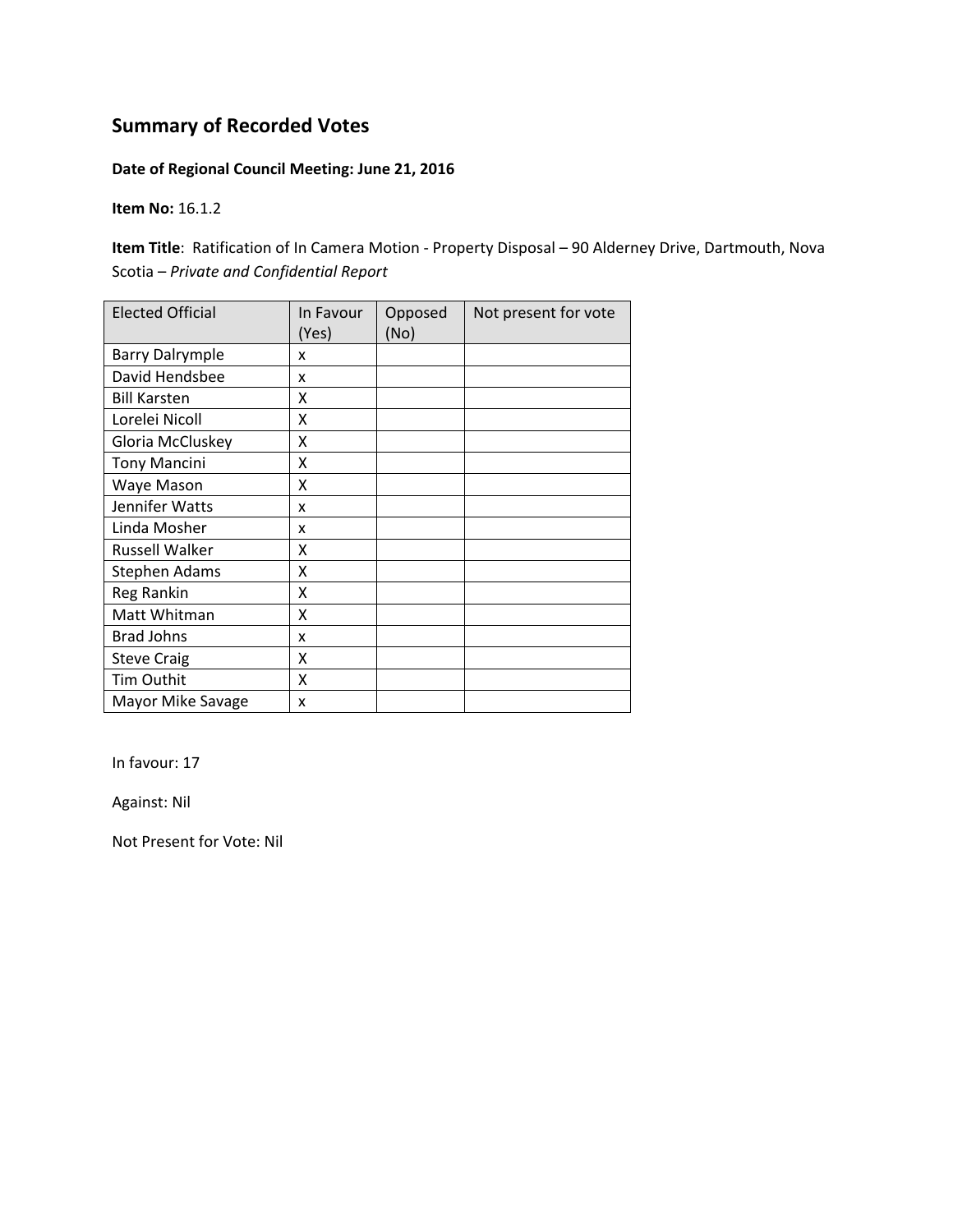## Summary of Recorded Votes

**Date of Regional Council Meeting: June 21, 2016**

**Item No:** 16.1.2

**Item Title**: Ratification of In Camera Motion - Property Disposal – 90 Alderney Drive, Dartmouth, Nova Scotia – *Private and Confidential Report*

| Elected Official | In Favour (Yes) | Opposed (No) | Not present for vote |
|---|---|---|---|
| Barry Dalrymple | x | | |
| David Hendsbee | x | | |
| Bill Karsten | X | | |
| Lorelei Nicoll | X | | |
| Gloria McCluskey | X | | |
| Tony Mancini | X | | |
| Waye Mason | X | | |
| Jennifer Watts | x | | |
| Linda Mosher | x | | |
| Russell Walker | X | | |
| Stephen Adams | X | | |
| Reg Rankin | X | | |
| Matt Whitman | X | | |
| Brad Johns | x | | |
| Steve Craig | X | | |
| Tim Outhit | X | | |
| Mayor Mike Savage | x | | |

In favour: 17

Against: Nil

Not Present for Vote: Nil